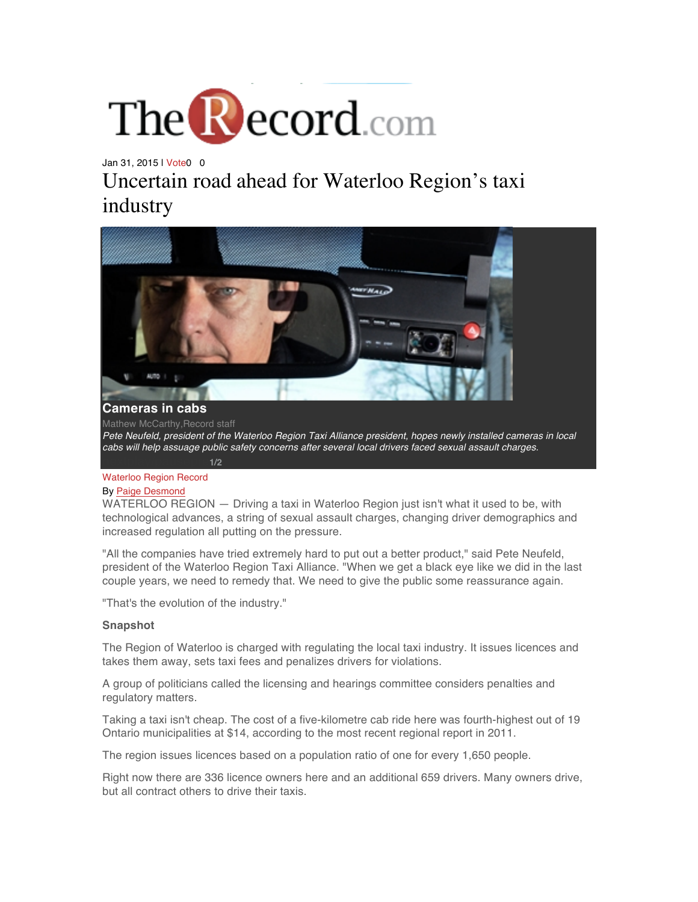TheRecord.com

Jan 31, 2015 | Vote0 0

# Uncertain road ahead for Waterloo Region's taxi industry

**Cameras in cabs**

Mathew McCarthy,Record staff

*Pete Neufeld, president of the Waterloo Region Taxi Alliance president, hopes newly installed cameras in local cabs will help assuage public safety concerns after several local drivers faced sexual assault charges.*

1/2

Waterloo Region Record

By Paige Desmond

WATERLOO REGION — Driving a taxi in Waterloo Region just isn't what it used to be, with technological advances, a string of sexual assault charges, changing driver demographics and increased regulation all putting on the pressure.

"All the companies have tried extremely hard to put out a better product," said Pete Neufeld, president of the Waterloo Region Taxi Alliance. "When we get a black eye like we did in the last couple years, we need to remedy that. We need to give the public some reassurance again.

"That's the evolution of the industry."

**Snapshot**

The Region of Waterloo is charged with regulating the local taxi industry. It issues licences and takes them away, sets taxi fees and penalizes drivers for violations.

A group of politicians called the licensing and hearings committee considers penalties and regulatory matters.

Taking a taxi isn't cheap. The cost of a five-kilometre cab ride here was fourth-highest out of 19 Ontario municipalities at $14, according to the most recent regional report in 2011.

The region issues licences based on a population ratio of one for every 1,650 people.

Right now there are 336 licence owners here and an additional 659 drivers. Many owners drive, but all contract others to drive their taxis.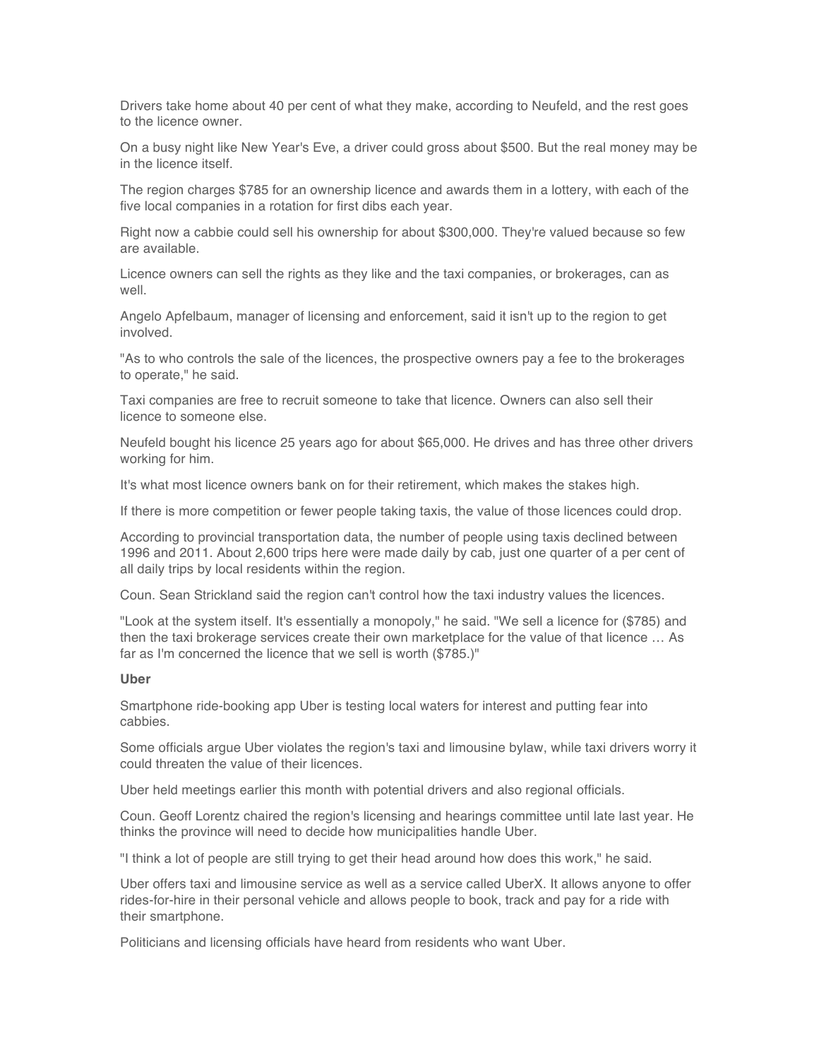Drivers take home about 40 per cent of what they make, according to Neufeld, and the rest goes to the licence owner.

On a busy night like New Year's Eve, a driver could gross about $500. But the real money may be in the licence itself.

The region charges $785 for an ownership licence and awards them in a lottery, with each of the five local companies in a rotation for first dibs each year.

Right now a cabbie could sell his ownership for about $300,000. They're valued because so few are available.

Licence owners can sell the rights as they like and the taxi companies, or brokerages, can as well.

Angelo Apfelbaum, manager of licensing and enforcement, said it isn't up to the region to get involved.

"As to who controls the sale of the licences, the prospective owners pay a fee to the brokerages to operate," he said.

Taxi companies are free to recruit someone to take that licence. Owners can also sell their licence to someone else.

Neufeld bought his licence 25 years ago for about $65,000. He drives and has three other drivers working for him.

It's what most licence owners bank on for their retirement, which makes the stakes high.

If there is more competition or fewer people taking taxis, the value of those licences could drop.

According to provincial transportation data, the number of people using taxis declined between 1996 and 2011. About 2,600 trips here were made daily by cab, just one quarter of a per cent of all daily trips by local residents within the region.

Coun. Sean Strickland said the region can't control how the taxi industry values the licences.

"Look at the system itself. It's essentially a monopoly," he said. "We sell a licence for ($785) and then the taxi brokerage services create their own marketplace for the value of that licence … As far as I'm concerned the licence that we sell is worth ($785.)"

**Uber**

Smartphone ride-booking app Uber is testing local waters for interest and putting fear into cabbies.

Some officials argue Uber violates the region's taxi and limousine bylaw, while taxi drivers worry it could threaten the value of their licences.

Uber held meetings earlier this month with potential drivers and also regional officials.

Coun. Geoff Lorentz chaired the region's licensing and hearings committee until late last year. He thinks the province will need to decide how municipalities handle Uber.

"I think a lot of people are still trying to get their head around how does this work," he said.

Uber offers taxi and limousine service as well as a service called UberX. It allows anyone to offer rides-for-hire in their personal vehicle and allows people to book, track and pay for a ride with their smartphone.

Politicians and licensing officials have heard from residents who want Uber.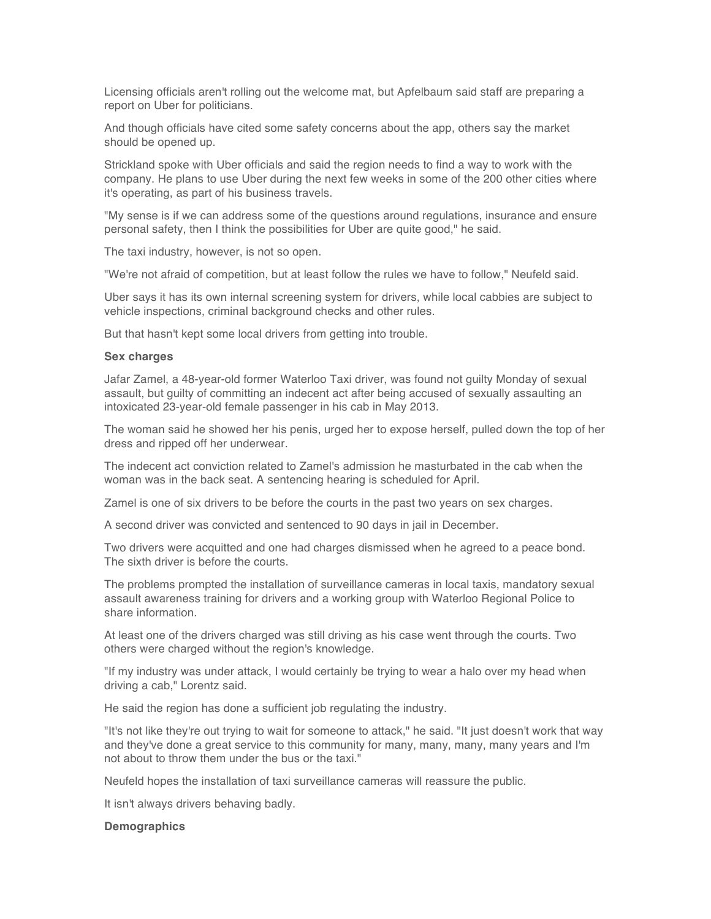Licensing officials aren't rolling out the welcome mat, but Apfelbaum said staff are preparing a report on Uber for politicians.

And though officials have cited some safety concerns about the app, others say the market should be opened up.

Strickland spoke with Uber officials and said the region needs to find a way to work with the company. He plans to use Uber during the next few weeks in some of the 200 other cities where it's operating, as part of his business travels.

"My sense is if we can address some of the questions around regulations, insurance and ensure personal safety, then I think the possibilities for Uber are quite good," he said.

The taxi industry, however, is not so open.

"We're not afraid of competition, but at least follow the rules we have to follow," Neufeld said.

Uber says it has its own internal screening system for drivers, while local cabbies are subject to vehicle inspections, criminal background checks and other rules.

But that hasn't kept some local drivers from getting into trouble.

**Sex charges**

Jafar Zamel, a 48-year-old former Waterloo Taxi driver, was found not guilty Monday of sexual assault, but guilty of committing an indecent act after being accused of sexually assaulting an intoxicated 23-year-old female passenger in his cab in May 2013.

The woman said he showed her his penis, urged her to expose herself, pulled down the top of her dress and ripped off her underwear.

The indecent act conviction related to Zamel's admission he masturbated in the cab when the woman was in the back seat. A sentencing hearing is scheduled for April.

Zamel is one of six drivers to be before the courts in the past two years on sex charges.

A second driver was convicted and sentenced to 90 days in jail in December.

Two drivers were acquitted and one had charges dismissed when he agreed to a peace bond. The sixth driver is before the courts.

The problems prompted the installation of surveillance cameras in local taxis, mandatory sexual assault awareness training for drivers and a working group with Waterloo Regional Police to share information.

At least one of the drivers charged was still driving as his case went through the courts. Two others were charged without the region's knowledge.

"If my industry was under attack, I would certainly be trying to wear a halo over my head when driving a cab," Lorentz said.

He said the region has done a sufficient job regulating the industry.

"It's not like they're out trying to wait for someone to attack," he said. "It just doesn't work that way and they've done a great service to this community for many, many, many, many years and I'm not about to throw them under the bus or the taxi."

Neufeld hopes the installation of taxi surveillance cameras will reassure the public.

It isn't always drivers behaving badly.

**Demographics**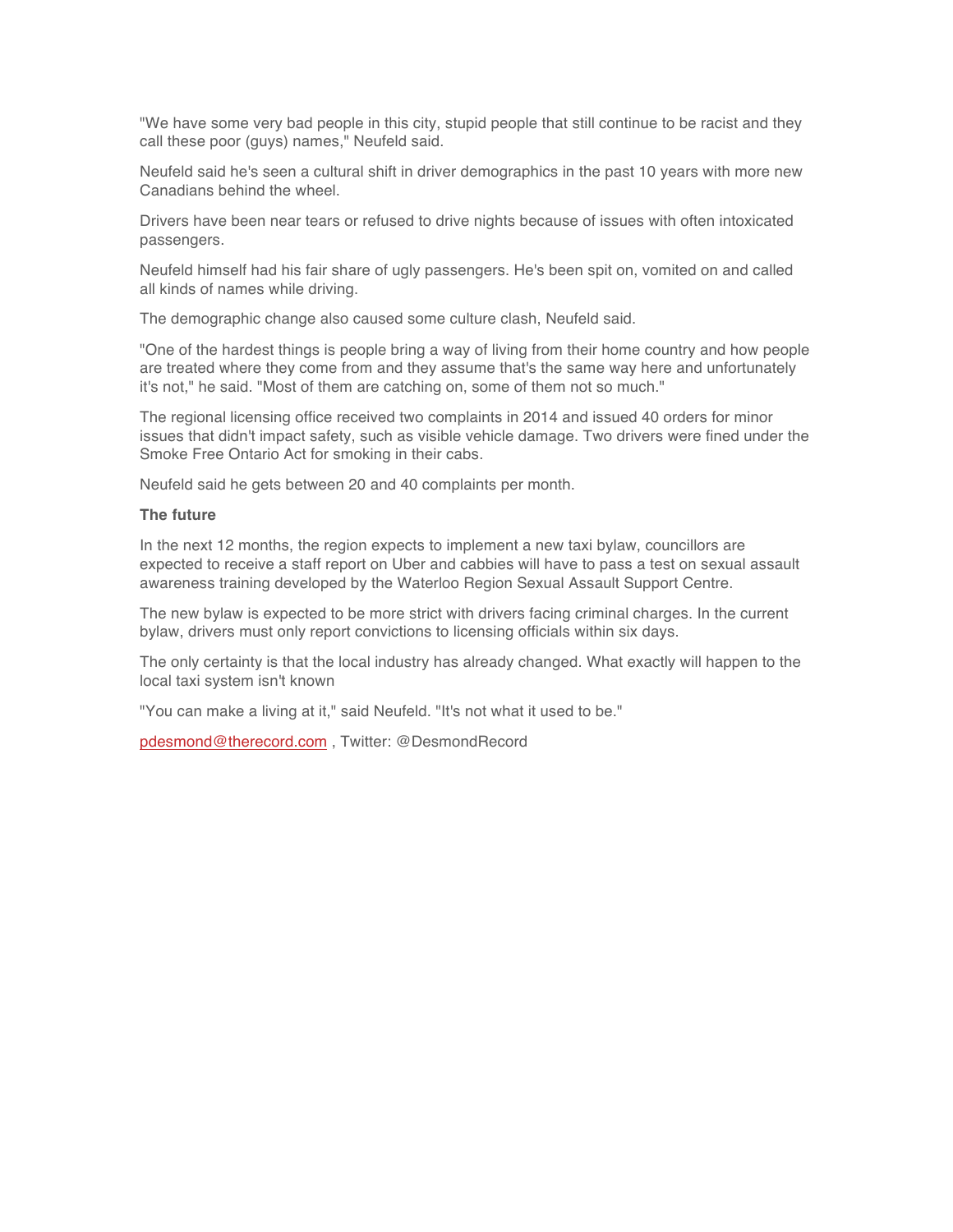"We have some very bad people in this city, stupid people that still continue to be racist and they call these poor (guys) names," Neufeld said.

Neufeld said he's seen a cultural shift in driver demographics in the past 10 years with more new Canadians behind the wheel.

Drivers have been near tears or refused to drive nights because of issues with often intoxicated passengers.

Neufeld himself had his fair share of ugly passengers. He's been spit on, vomited on and called all kinds of names while driving.

The demographic change also caused some culture clash, Neufeld said.

"One of the hardest things is people bring a way of living from their home country and how people are treated where they come from and they assume that's the same way here and unfortunately it's not," he said. "Most of them are catching on, some of them not so much."

The regional licensing office received two complaints in 2014 and issued 40 orders for minor issues that didn't impact safety, such as visible vehicle damage. Two drivers were fined under the Smoke Free Ontario Act for smoking in their cabs.

Neufeld said he gets between 20 and 40 complaints per month.

**The future**

In the next 12 months, the region expects to implement a new taxi bylaw, councillors are expected to receive a staff report on Uber and cabbies will have to pass a test on sexual assault awareness training developed by the Waterloo Region Sexual Assault Support Centre.

The new bylaw is expected to be more strict with drivers facing criminal charges. In the current bylaw, drivers must only report convictions to licensing officials within six days.

The only certainty is that the local industry has already changed. What exactly will happen to the local taxi system isn't known

"You can make a living at it," said Neufeld. "It's not what it used to be."

pdesmond@therecord.com , Twitter: @DesmondRecord